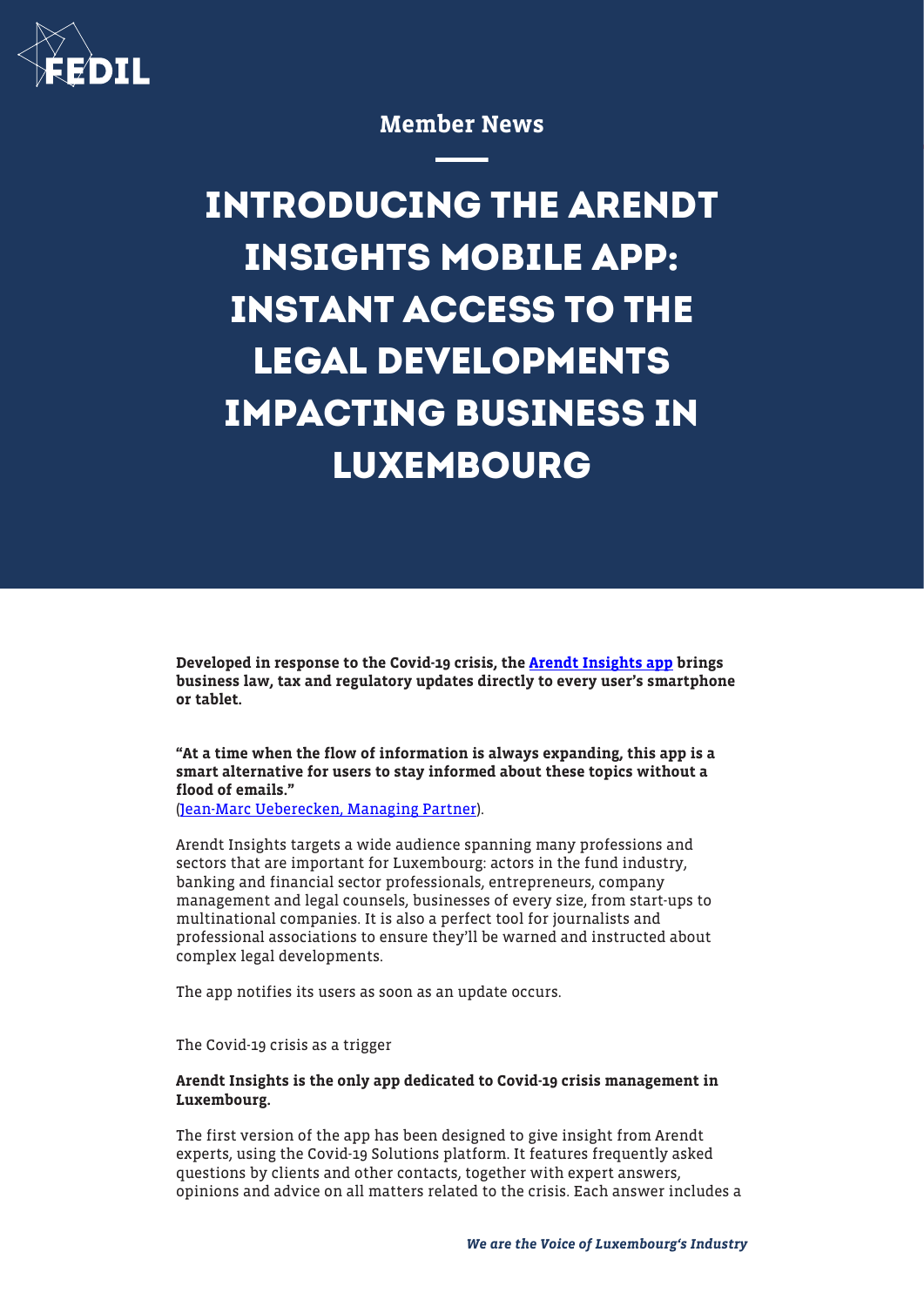Member News

# INTRODUCING THE ARENDT INSIGHTS MOBILE APP: INSTANT ACCESS TO THE LEGAL DEVELOPMENTS IMPACTING BUSINESS IN LUXEMBOURG

**Developed in response to the Covid-19 crisis, the Arendt Insights app brings business law, tax and regulatory updates directly to every user's smartphone or tablet.**

**"At a time when the flow of information is always expanding, this app is a smart alternative for users to stay informed about these topics without a flood of emails."**
(Jean-Marc Ueberecken, Managing Partner).

Arendt Insights targets a wide audience spanning many professions and sectors that are important for Luxembourg: actors in the fund industry, banking and financial sector professionals, entrepreneurs, company management and legal counsels, businesses of every size, from start-ups to multinational companies. It is also a perfect tool for journalists and professional associations to ensure they'll be warned and instructed about complex legal developments.

The app notifies its users as soon as an update occurs.

The Covid-19 crisis as a trigger

**Arendt Insights is the only app dedicated to Covid-19 crisis management in Luxembourg.**

The first version of the app has been designed to give insight from Arendt experts, using the Covid-19 Solutions platform. It features frequently asked questions by clients and other contacts, together with expert answers, opinions and advice on all matters related to the crisis. Each answer includes a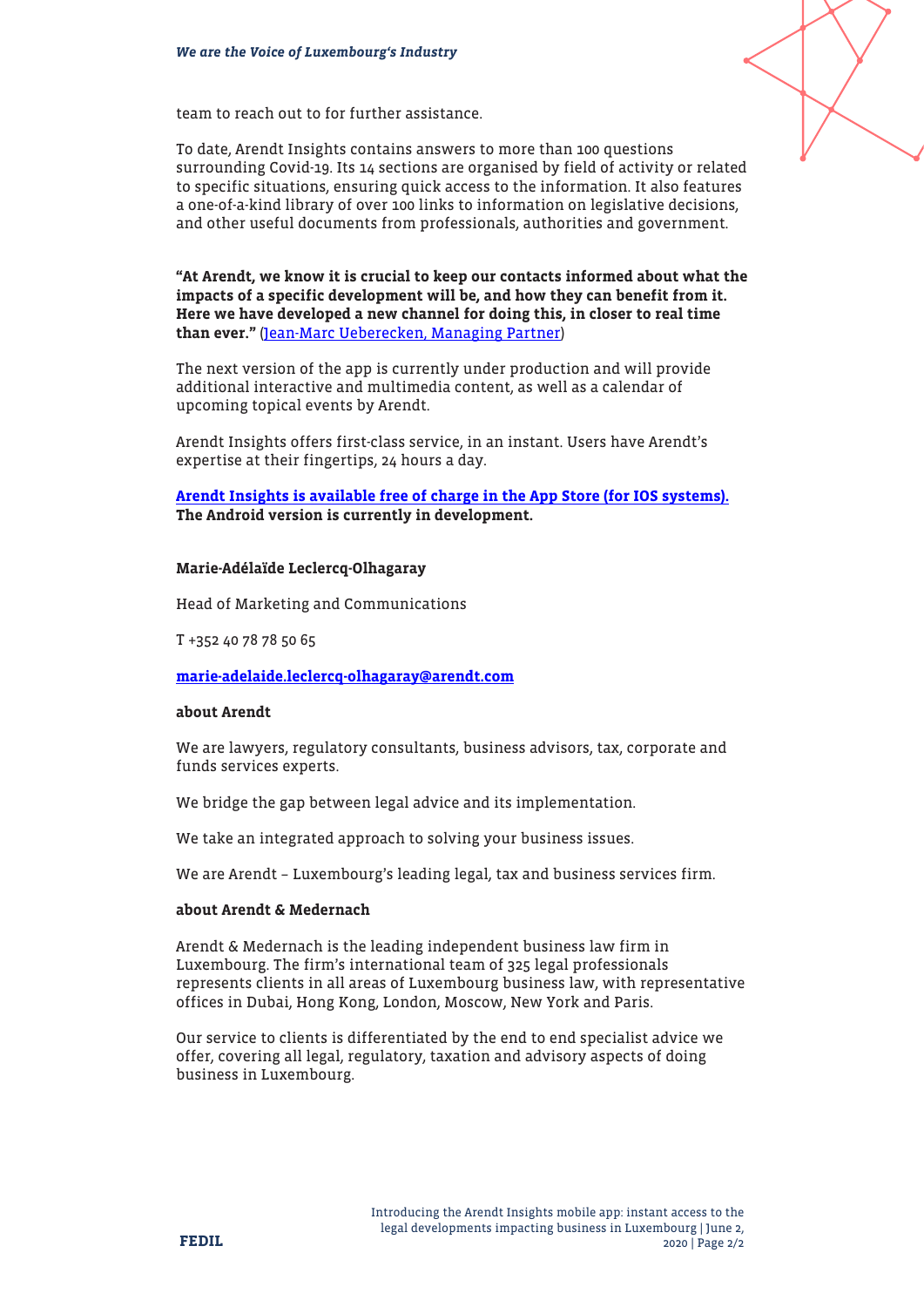team to reach out to for further assistance.

To date, Arendt Insights contains answers to more than 100 questions surrounding Covid-19. Its 14 sections are organised by field of activity or related to specific situations, ensuring quick access to the information. It also features a one-of-a-kind library of over 100 links to information on legislative decisions, and other useful documents from professionals, authorities and government.

**"At Arendt, we know it is crucial to keep our contacts informed about what the impacts of a specific development will be, and how they can benefit from it. Here we have developed a new channel for doing this, in closer to real time than ever."** (Jean-Marc Ueberecken, Managing Partner)

The next version of the app is currently under production and will provide additional interactive and multimedia content, as well as a calendar of upcoming topical events by Arendt.

Arendt Insights offers first-class service, in an instant. Users have Arendt's expertise at their fingertips, 24 hours a day.

**Arendt Insights is available free of charge in the App Store (for IOS systems).**
**The Android version is currently in development.**

**Marie-Adélaïde Leclercq-Olhagaray**

Head of Marketing and Communications

T +352 40 78 78 50 65

**marie-adelaide.leclercq-olhagaray@arendt.com**

**about Arendt**

We are lawyers, regulatory consultants, business advisors, tax, corporate and funds services experts.

We bridge the gap between legal advice and its implementation.

We take an integrated approach to solving your business issues.

We are Arendt – Luxembourg's leading legal, tax and business services firm.

**about Arendt & Medernach**

Arendt & Medernach is the leading independent business law firm in Luxembourg. The firm's international team of 325 legal professionals represents clients in all areas of Luxembourg business law, with representative offices in Dubai, Hong Kong, London, Moscow, New York and Paris.

Our service to clients is differentiated by the end to end specialist advice we offer, covering all legal, regulatory, taxation and advisory aspects of doing business in Luxembourg.